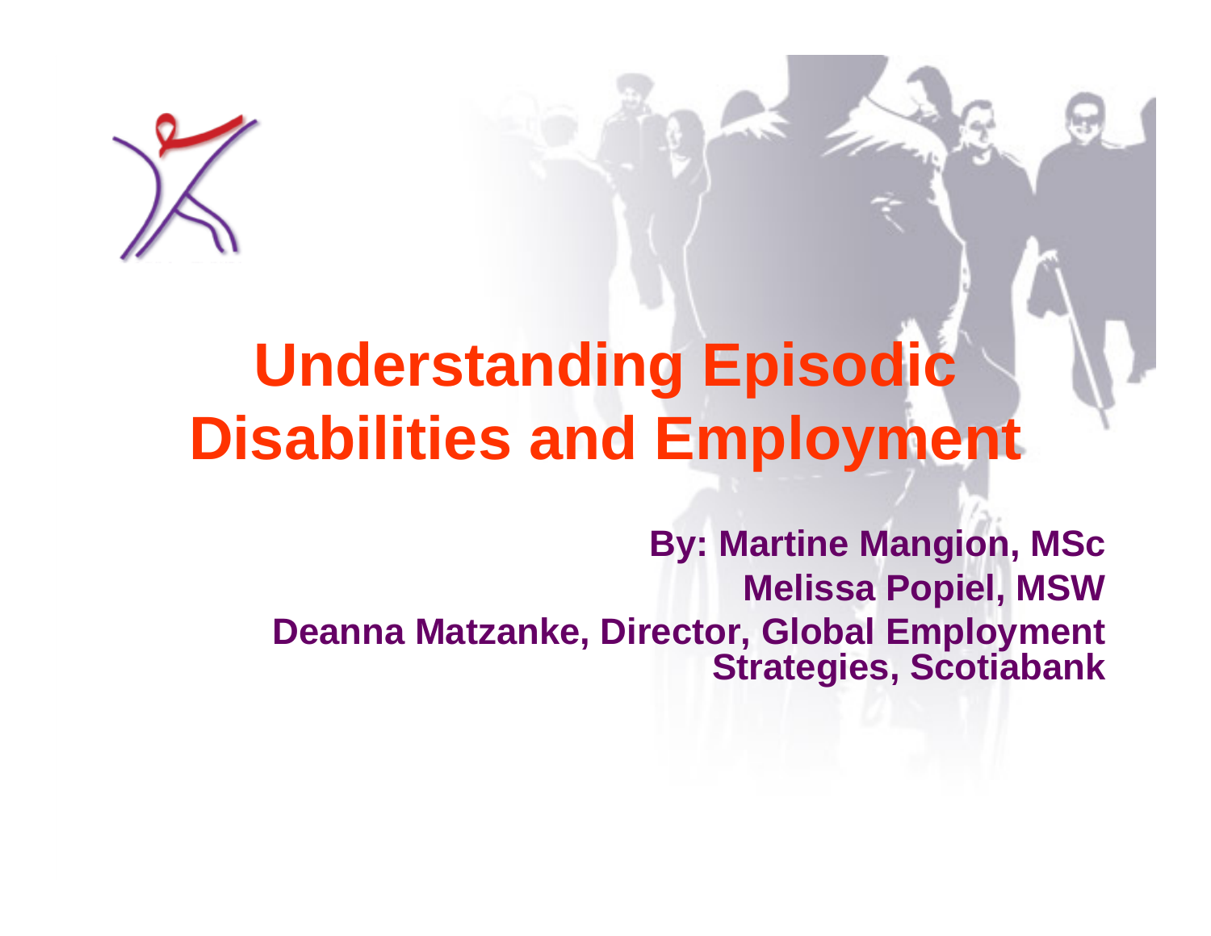# Understanding Episodic Disabilities and Employment

**By: Martine Mangion, MSc**
**Melissa Popiel, MSW**
**Deanna Matzanke, Director, Global Employment Strategies, Scotiabank**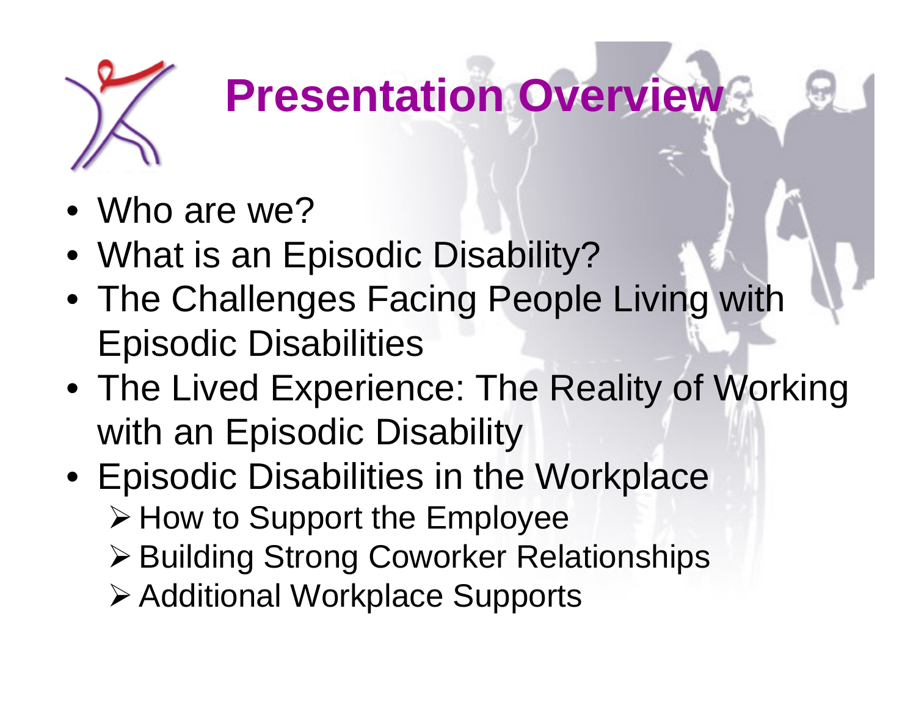# Presentation Overview

- Who are we?
- What is an Episodic Disability?
- The Challenges Facing People Living with Episodic Disabilities
- The Lived Experience: The Reality of Working with an Episodic Disability
- Episodic Disabilities in the Workplace
  - How to Support the Employee
  - Building Strong Coworker Relationships
  - Additional Workplace Supports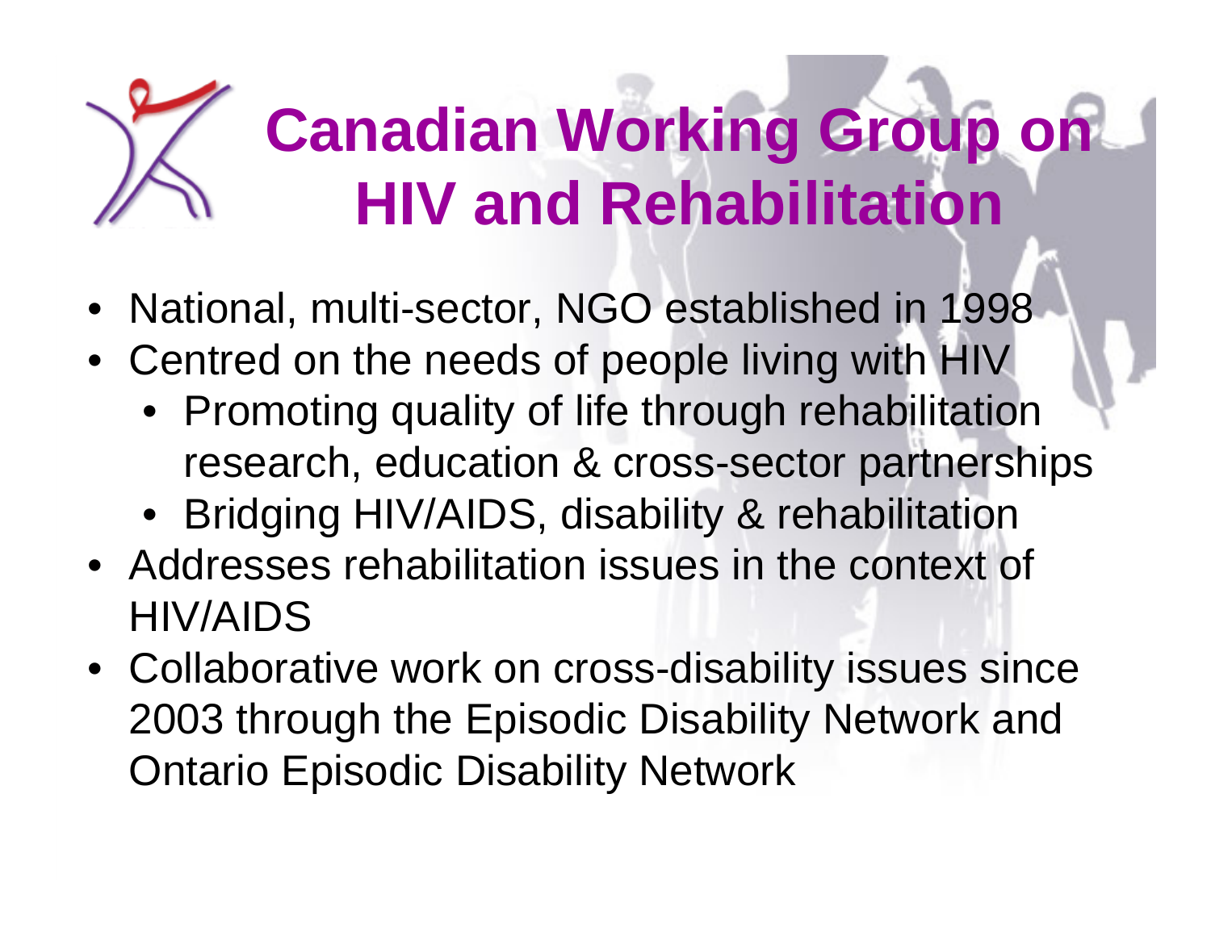# Canadian Working Group on HIV and Rehabilitation

- National, multi-sector, NGO established in 1998
- Centred on the needs of people living with HIV
  - Promoting quality of life through rehabilitation research, education & cross-sector partnerships
  - Bridging HIV/AIDS, disability & rehabilitation
- Addresses rehabilitation issues in the context of HIV/AIDS
- Collaborative work on cross-disability issues since 2003 through the Episodic Disability Network and Ontario Episodic Disability Network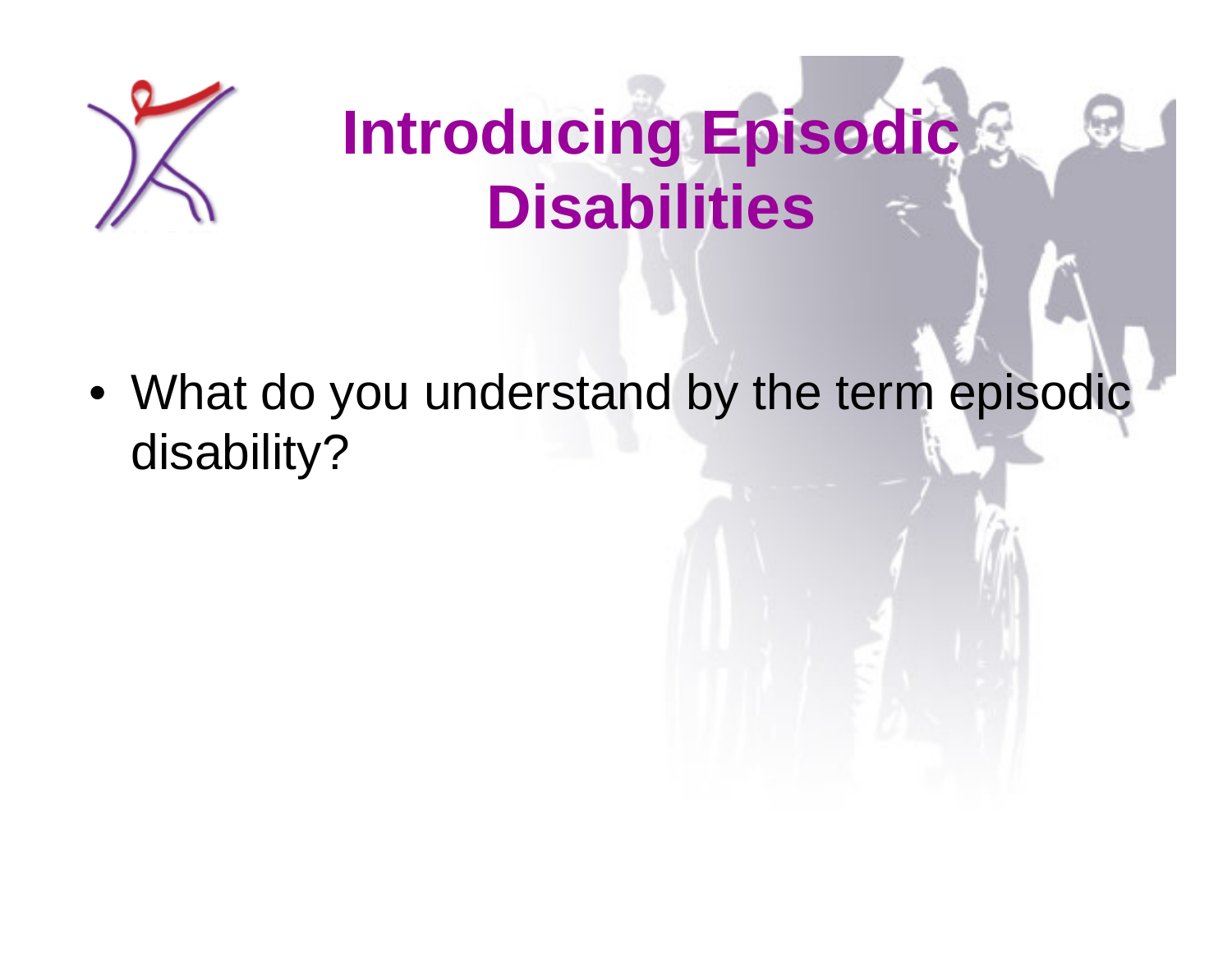# Introducing Episodic Disabilities

- What do you understand by the term episodic disability?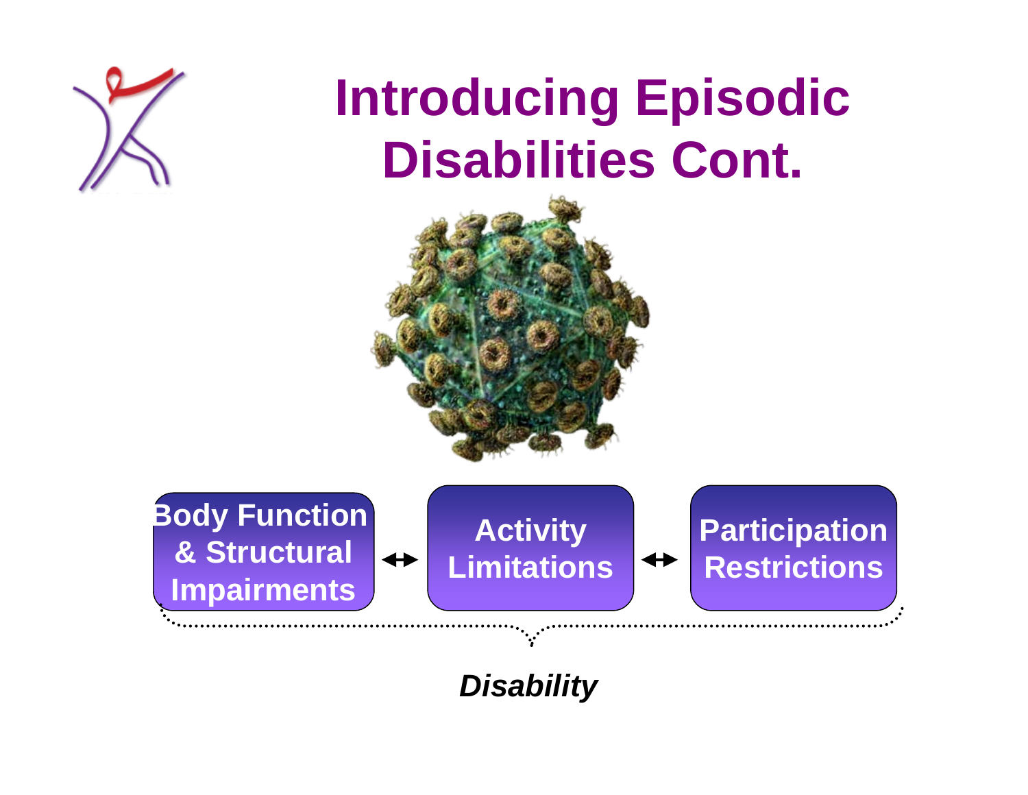# Introducing Episodic Disabilities Cont.

**Body Function & Structural Impairments** ↔ **Activity Limitations** ↔ **Participation Restrictions**

***Disability***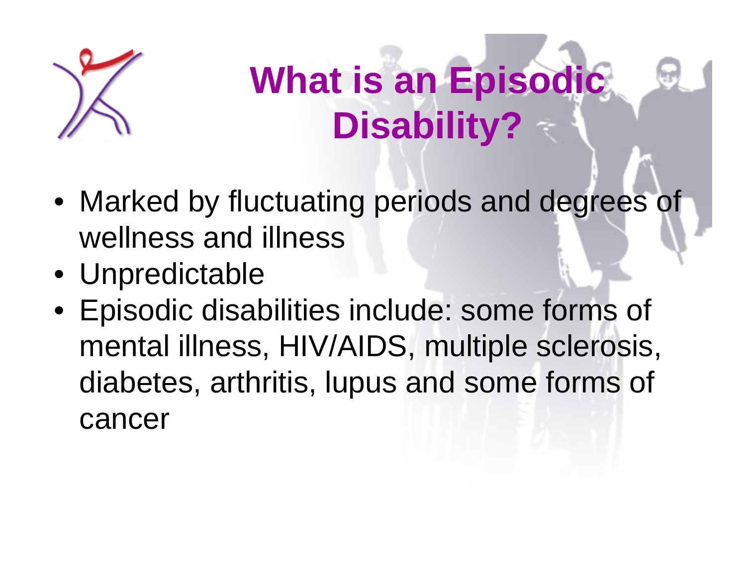# What is an Episodic Disability?

- Marked by fluctuating periods and degrees of wellness and illness
- Unpredictable
- Episodic disabilities include: some forms of mental illness, HIV/AIDS, multiple sclerosis, diabetes, arthritis, lupus and some forms of cancer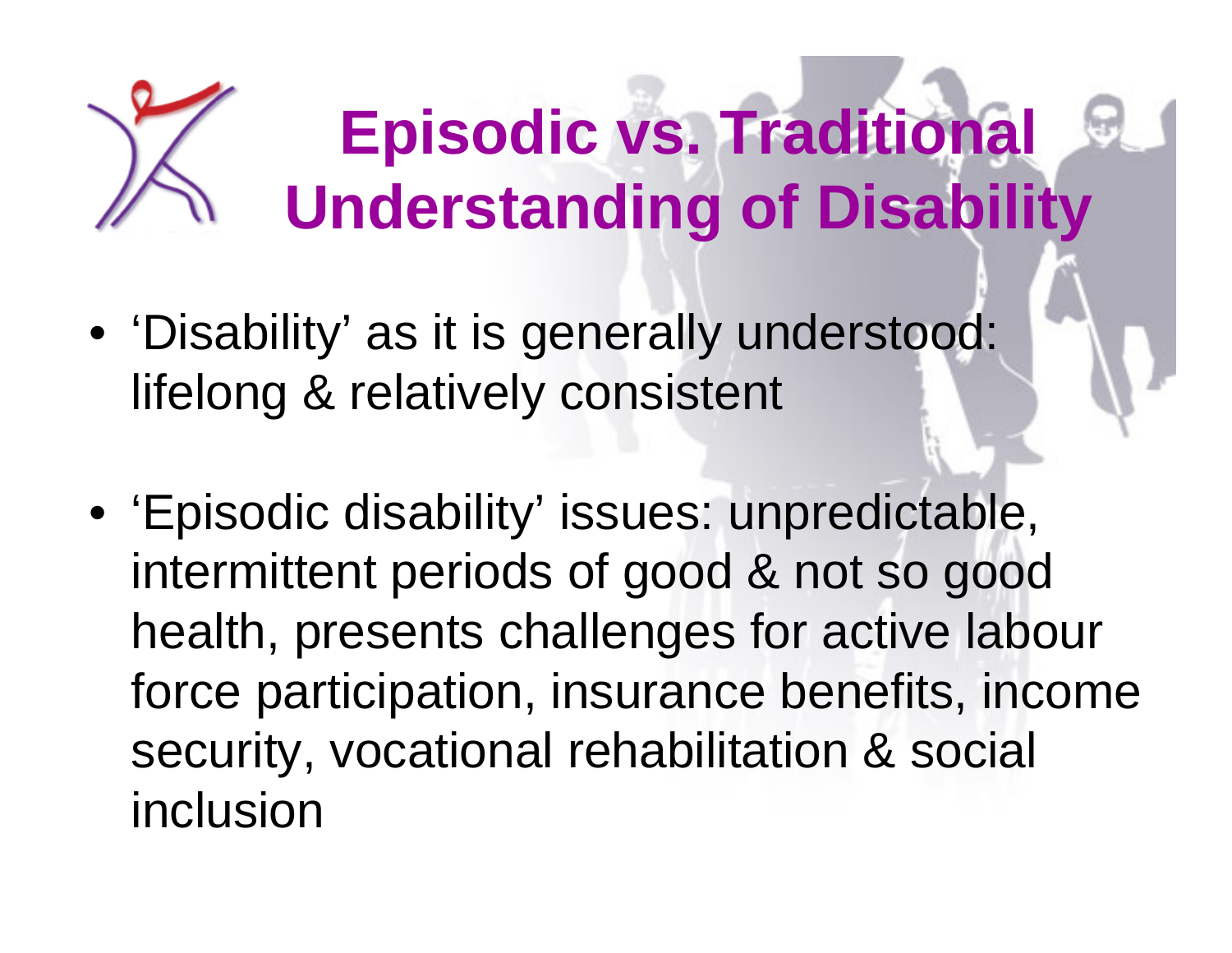# Episodic vs. Traditional Understanding of Disability

- 'Disability' as it is generally understood: lifelong & relatively consistent
- 'Episodic disability' issues: unpredictable, intermittent periods of good & not so good health, presents challenges for active labour force participation, insurance benefits, income security, vocational rehabilitation & social inclusion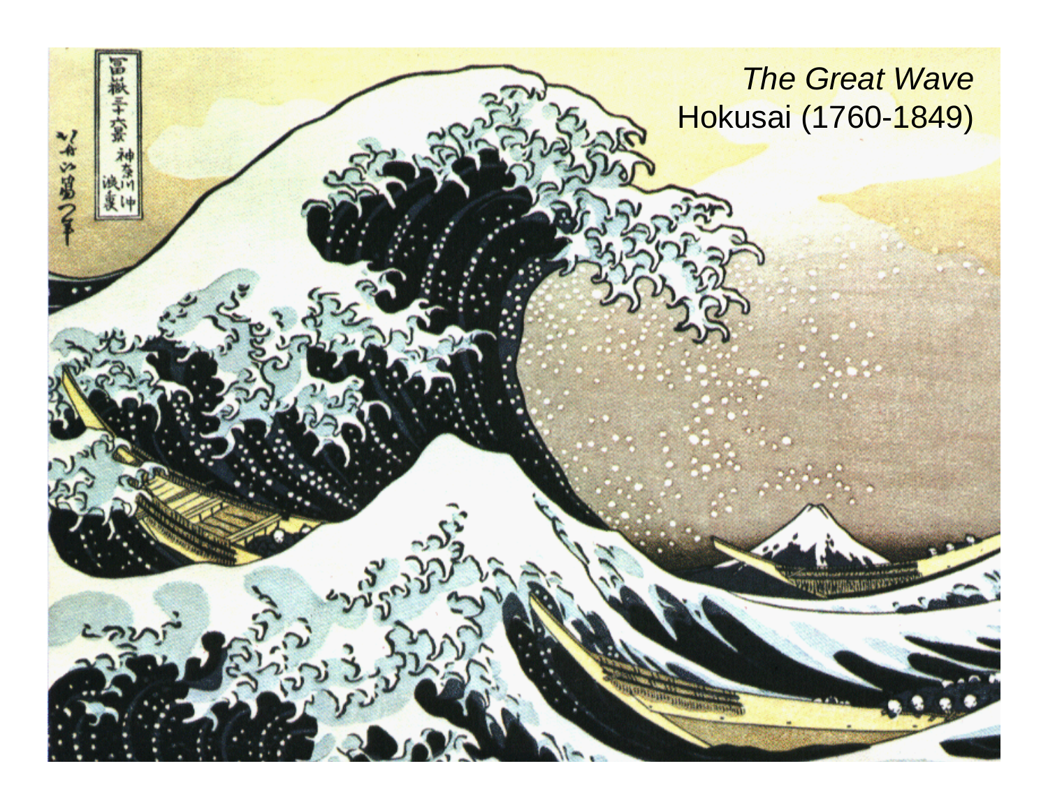*The Great Wave*
Hokusai (1760-1849)

冨嶽三十六景 神奈川沖浪裏

北斎改為一筆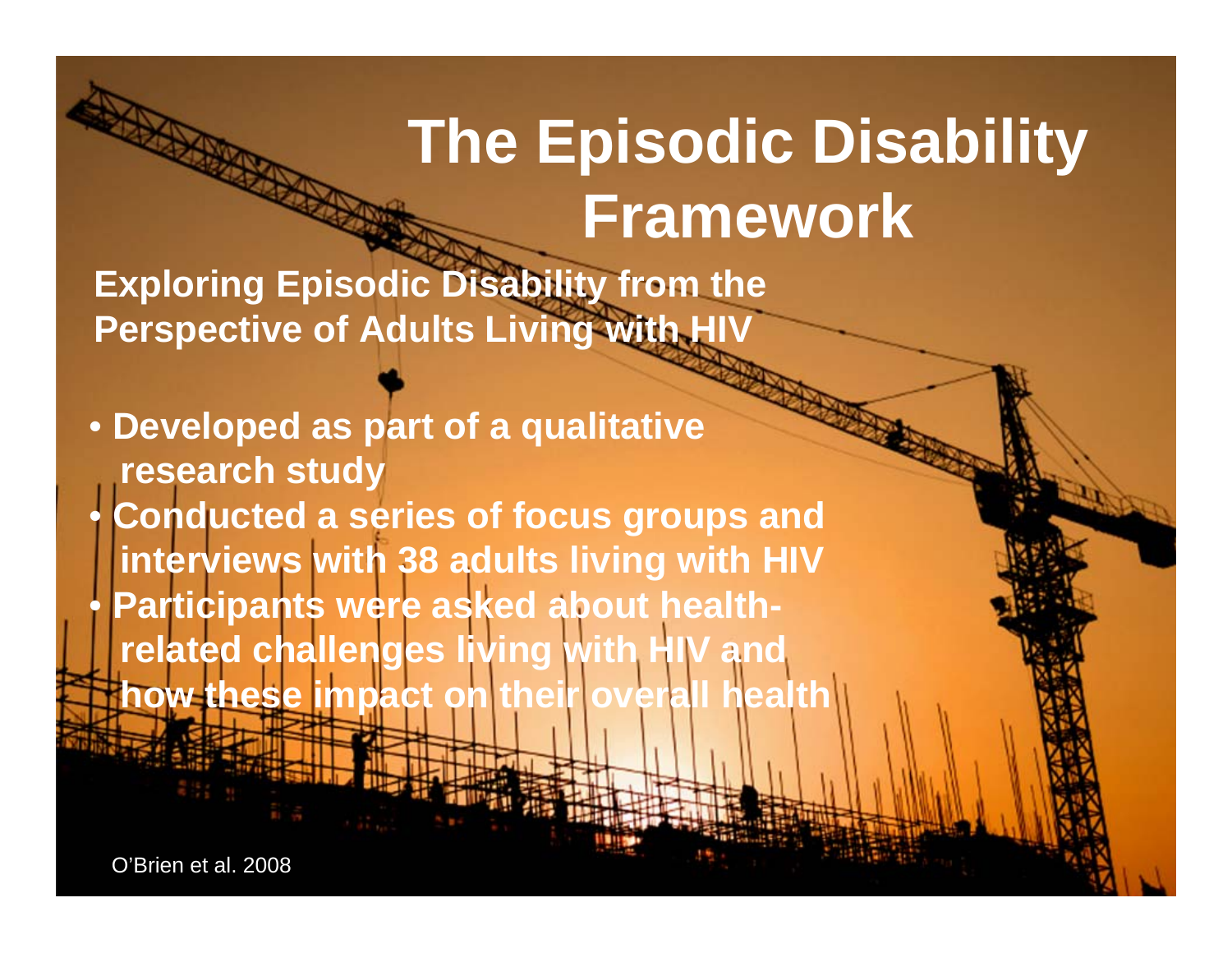# The Episodic Disability Framework

**Exploring Episodic Disability from the Perspective of Adults Living with HIV**

- **Developed as part of a qualitative research study**
- **Conducted a series of focus groups and interviews with 38 adults living with HIV**
- **Participants were asked about health-related challenges living with HIV and how these impact on their overall health**

O'Brien et al. 2008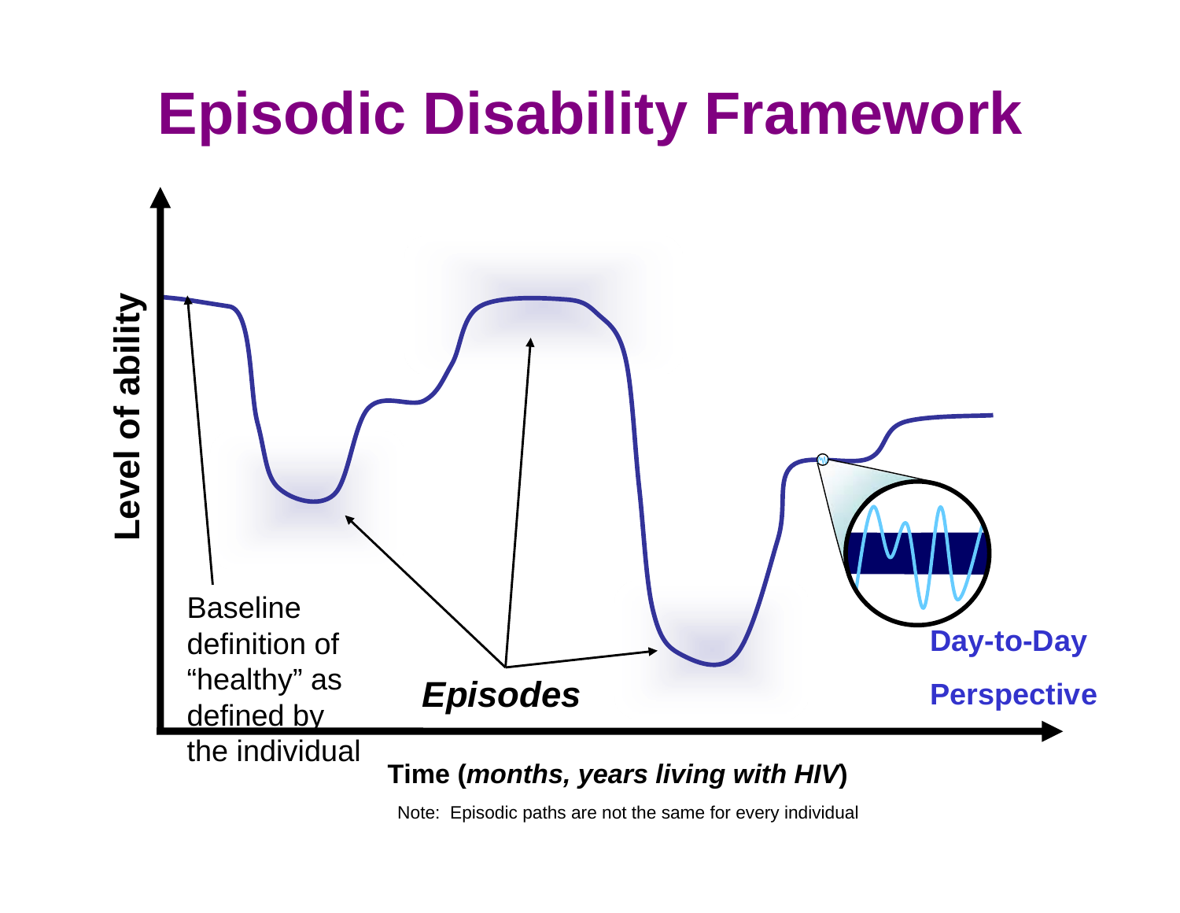# Episodic Disability Framework

Level of ability

Baseline definition of "healthy" as defined by the individual

*Episodes*

Day-to-Day Perspective

Time (*months, years living with HIV*)

Note: Episodic paths are not the same for every individual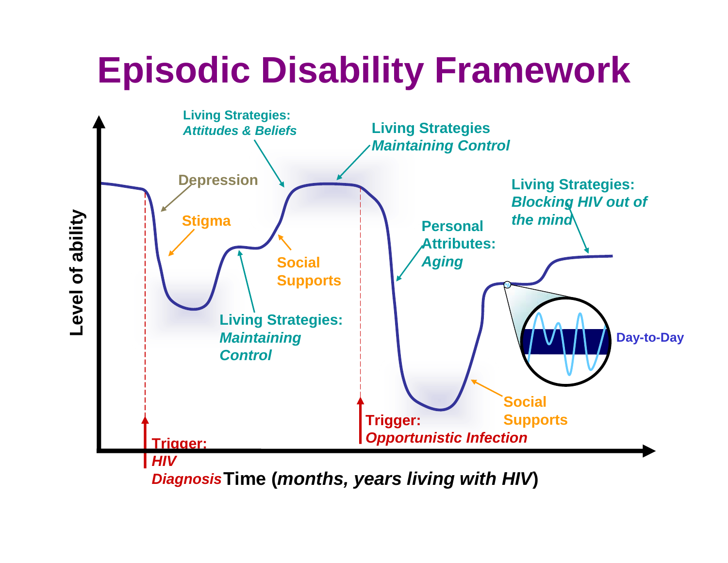# Episodic Disability Framework

Level of ability

Time (*months, years living with HIV*)

Trigger: *HIV Diagnosis*

Depression

Stigma

Living Strategies: *Attitudes & Beliefs*

Living Strategies: *Maintaining Control*

Social Supports

Living Strategies *Maintaining Control*

Trigger: *Opportunistic Infection*

Personal Attributes: *Aging*

Social Supports

Living Strategies: *Blocking HIV out of the mind*

Day-to-Day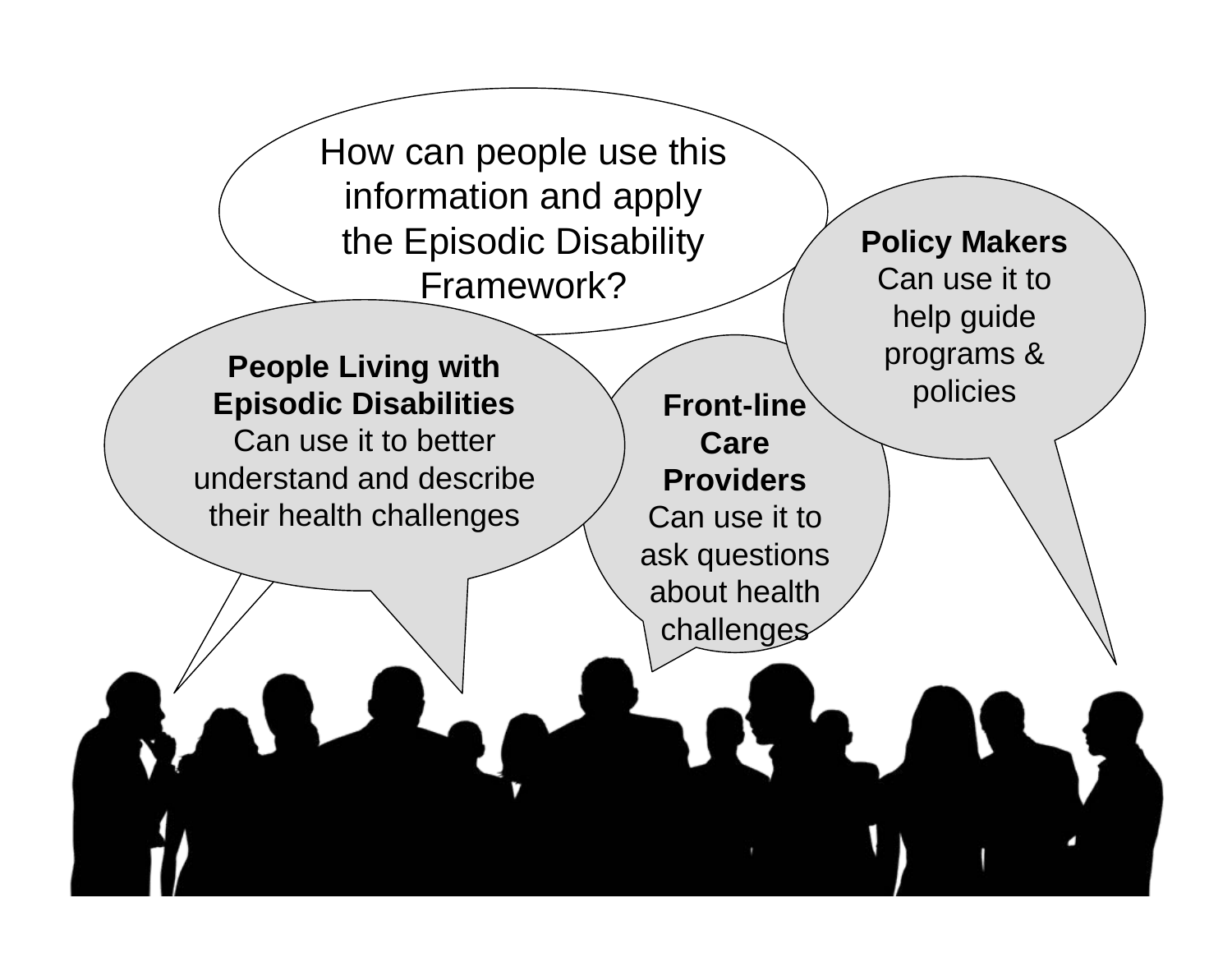How can people use this information and apply the Episodic Disability Framework?

**People Living with Episodic Disabilities**
Can use it to better understand and describe their health challenges

**Front-line Care Providers**
Can use it to ask questions about health challenges

**Policy Makers**
Can use it to help guide programs & policies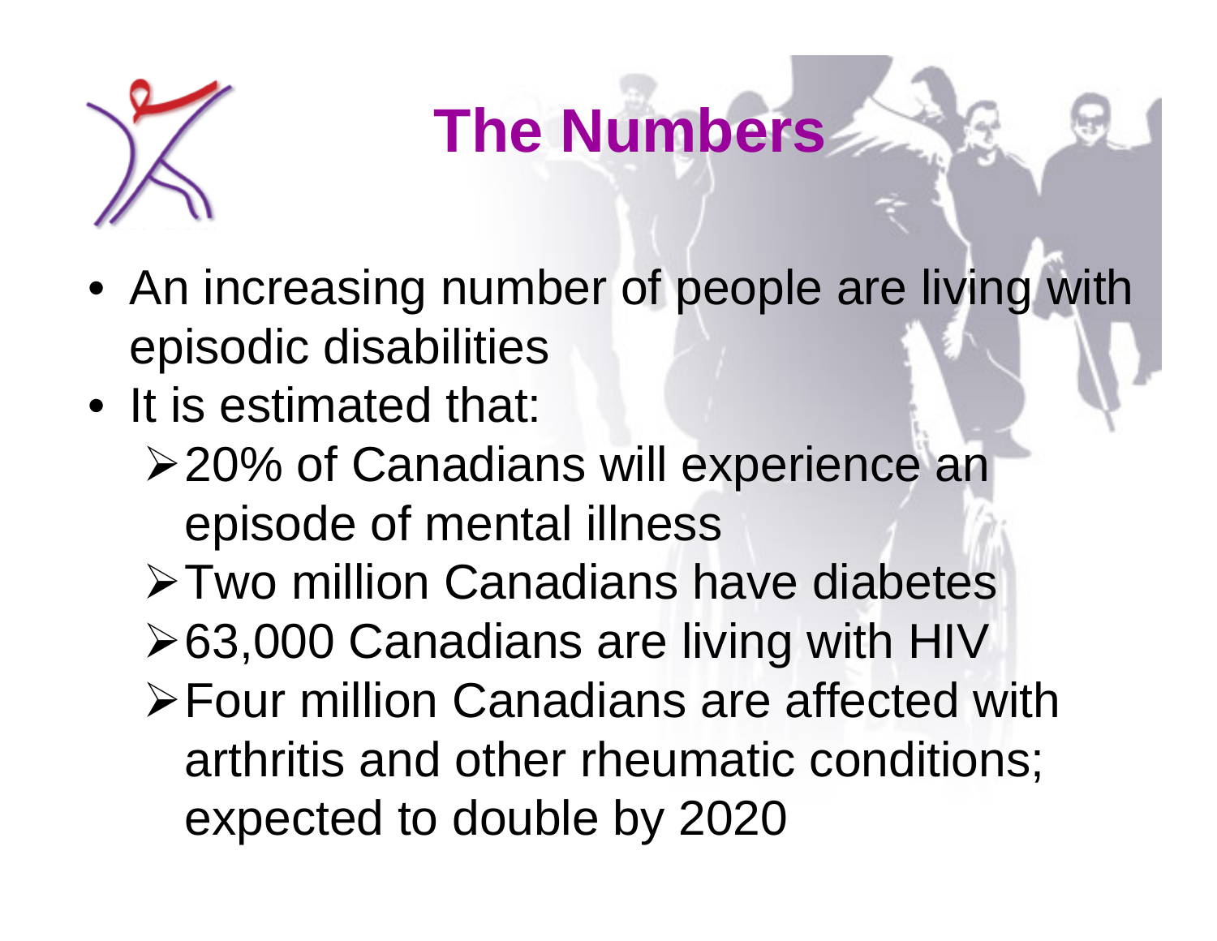# The Numbers

- An increasing number of people are living with episodic disabilities
- It is estimated that:
  - 20% of Canadians will experience an episode of mental illness
  - Two million Canadians have diabetes
  - 63,000 Canadians are living with HIV
  - Four million Canadians are affected with arthritis and other rheumatic conditions; expected to double by 2020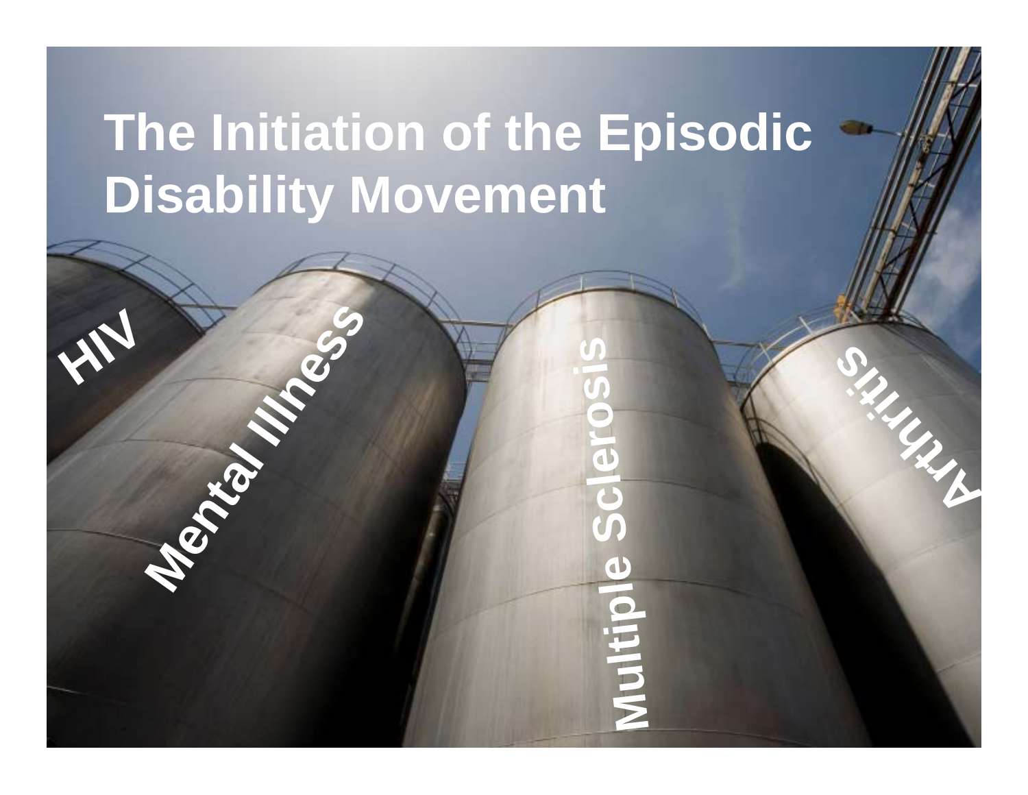# The Initiation of the Episodic Disability Movement

HIV

Mental Illness

Multiple Sclerosis

Arthritis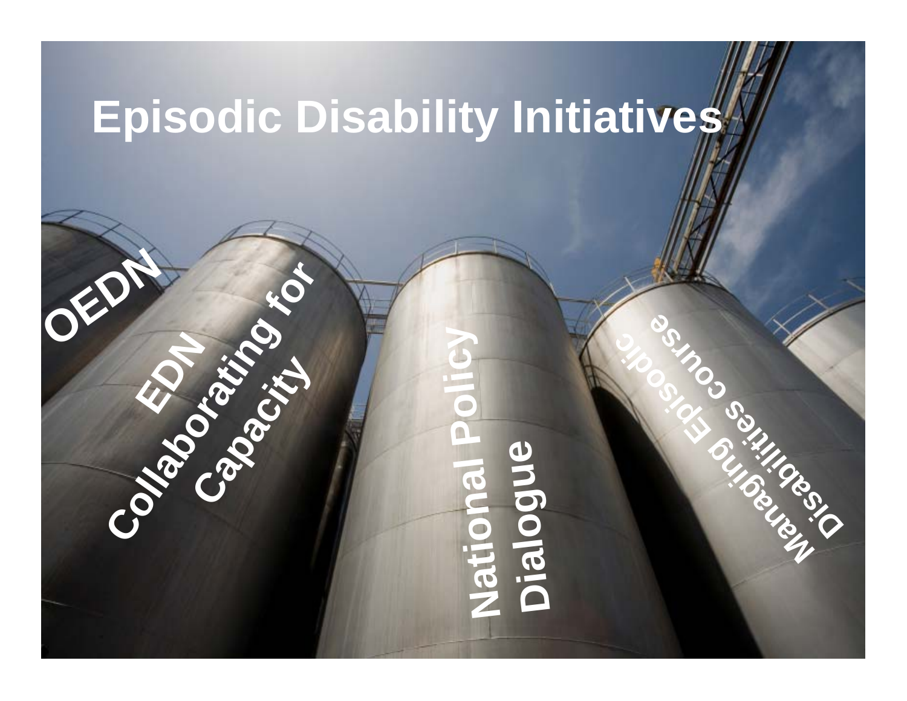# Episodic Disability Initiatives

- OEDN
- EDN Collaborating for Capacity
- National Policy Dialogue
- Managing Episodic Disabilities course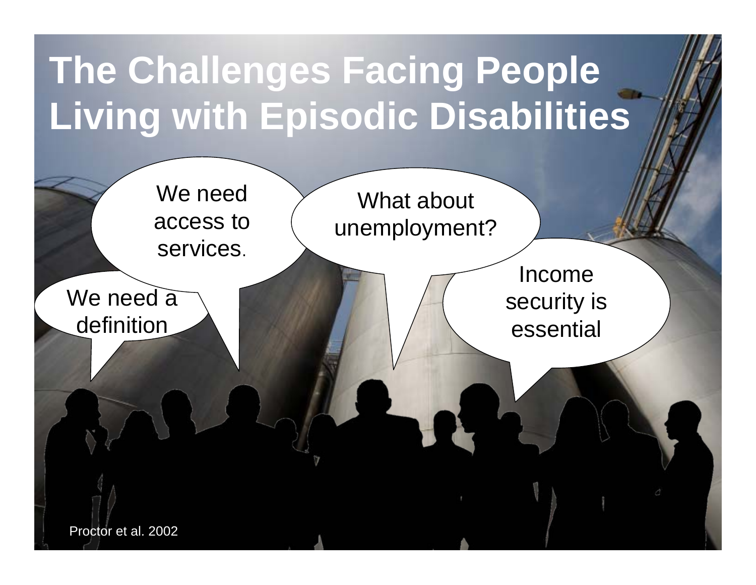# The Challenges Facing People Living with Episodic Disabilities

We need access to services.

What about unemployment?

Income security is essential

We need a definition

Proctor et al. 2002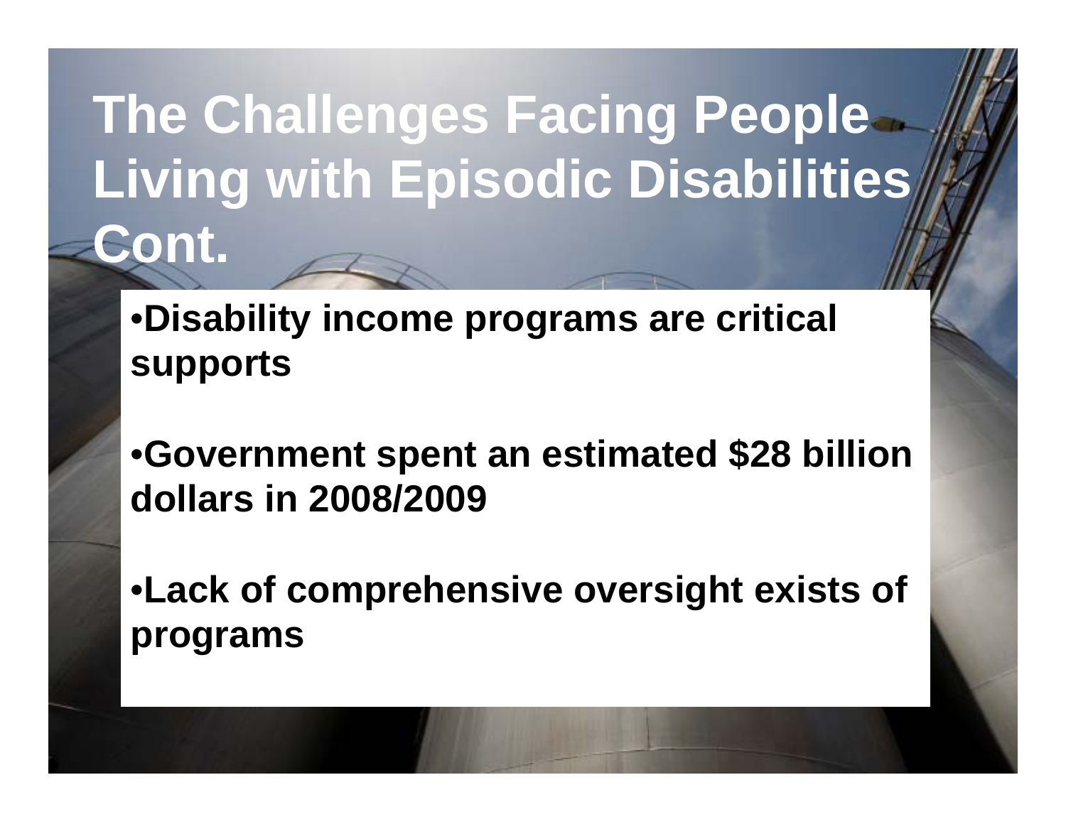# The Challenges Facing People Living with Episodic Disabilities Cont.

- **Disability income programs are critical supports**
- **Government spent an estimated $28 billion dollars in 2008/2009**
- **Lack of comprehensive oversight exists of programs**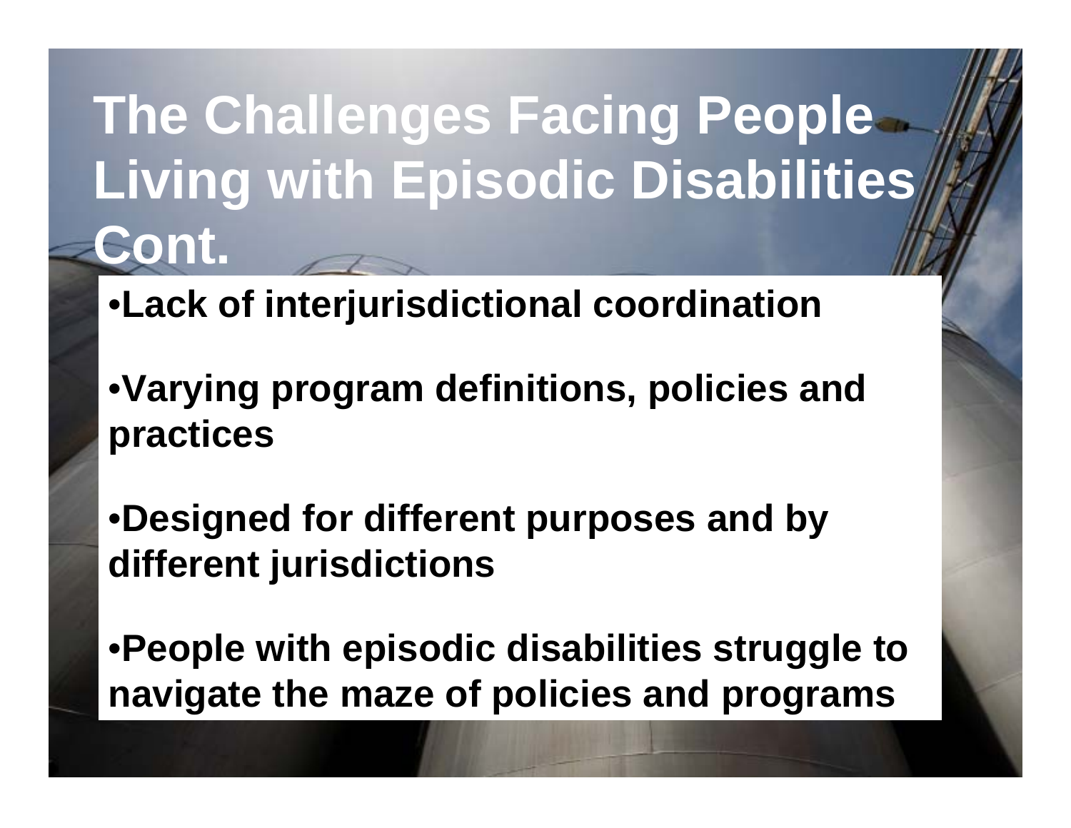# The Challenges Facing People Living with Episodic Disabilities Cont.

- **Lack of interjurisdictional coordination**
- **Varying program definitions, policies and practices**
- **Designed for different purposes and by different jurisdictions**
- **People with episodic disabilities struggle to navigate the maze of policies and programs**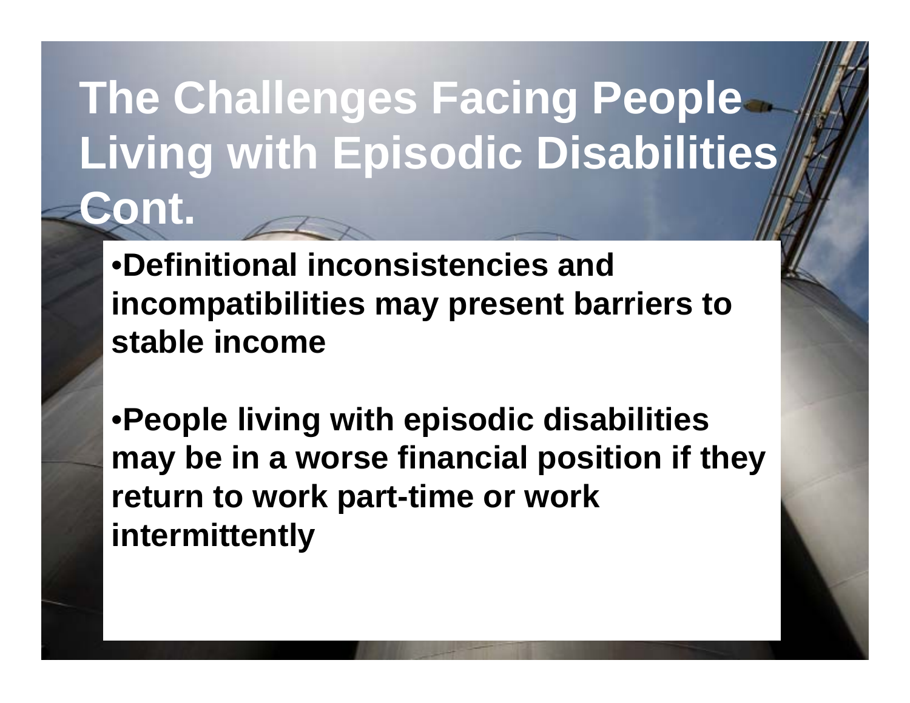# The Challenges Facing People Living with Episodic Disabilities Cont.

- **Definitional inconsistencies and incompatibilities may present barriers to stable income**

- **People living with episodic disabilities may be in a worse financial position if they return to work part-time or work intermittently**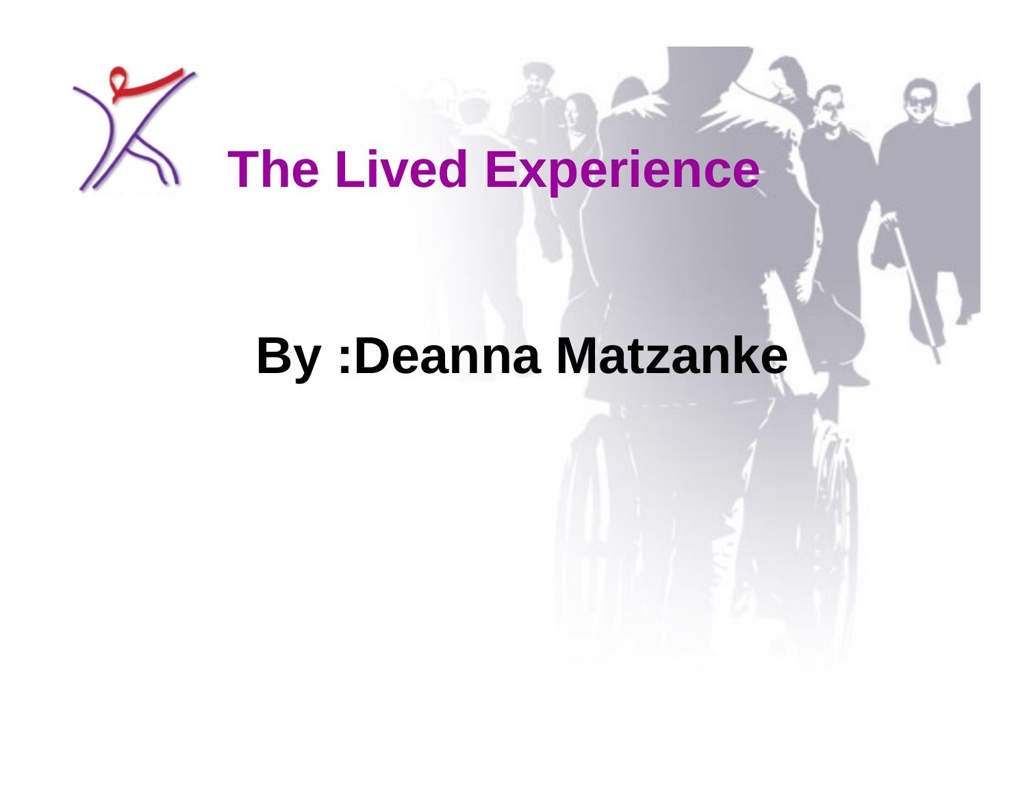# The Lived Experience

## By :Deanna Matzanke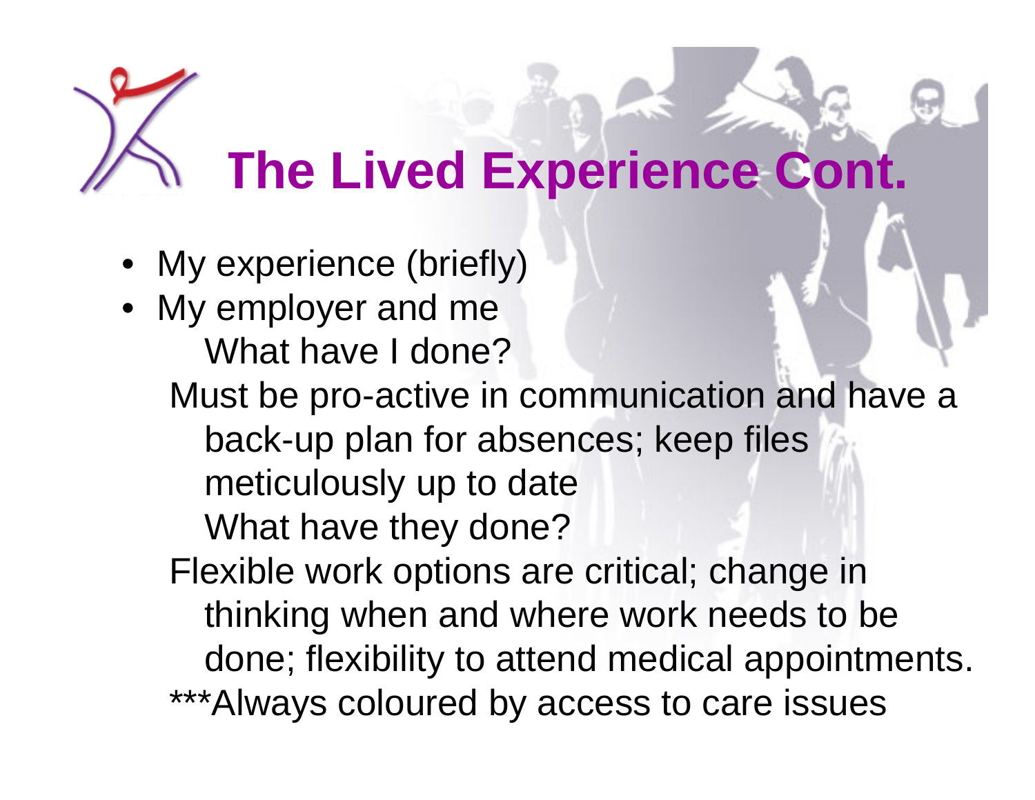# The Lived Experience Cont.

- My experience (briefly)
- My employer and me

  What have I done?

  Must be pro-active in communication and have a back-up plan for absences; keep files meticulously up to date

  What have they done?

  Flexible work options are critical; change in thinking when and where work needs to be done; flexibility to attend medical appointments.

  ***Always coloured by access to care issues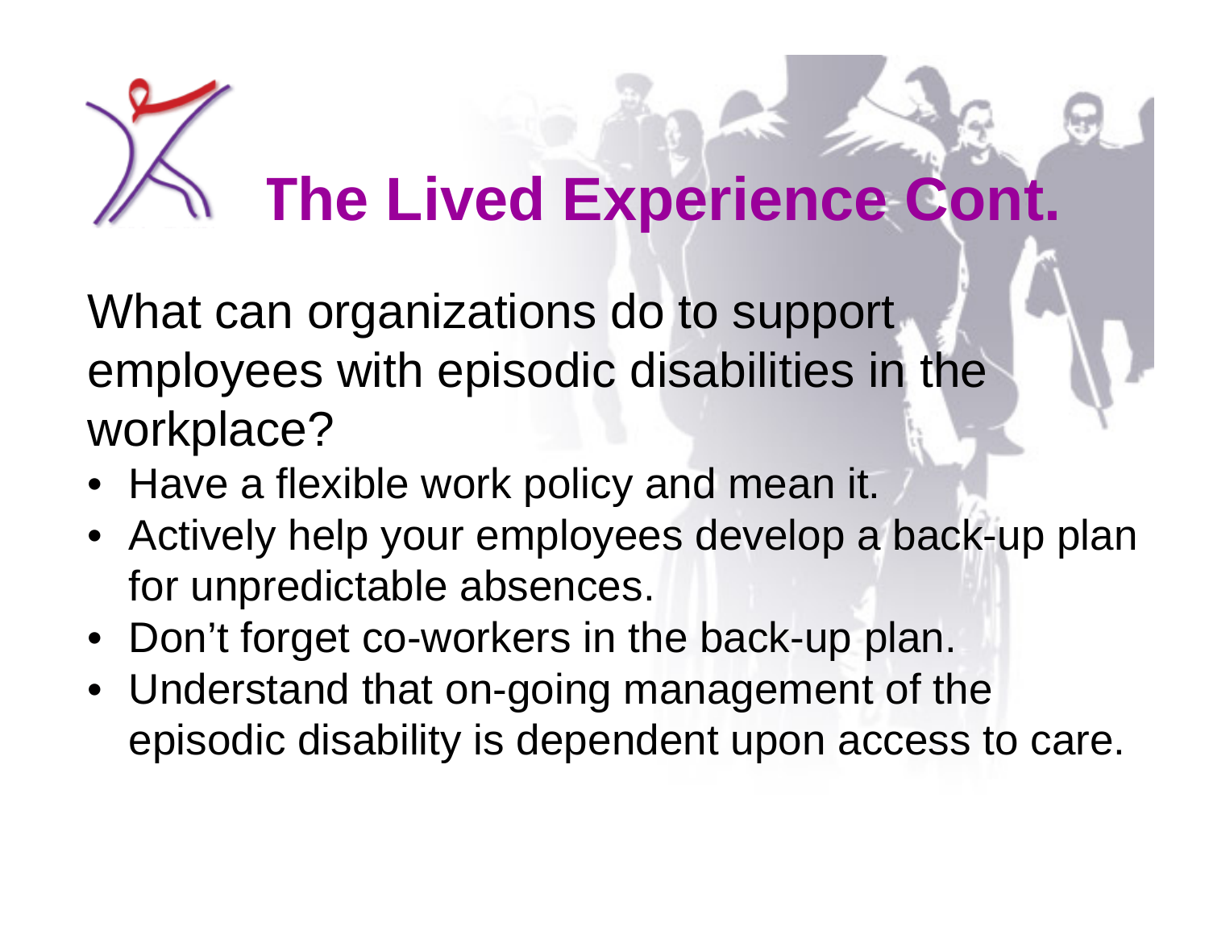# The Lived Experience Cont.

What can organizations do to support employees with episodic disabilities in the workplace?

- Have a flexible work policy and mean it.
- Actively help your employees develop a back-up plan for unpredictable absences.
- Don’t forget co-workers in the back-up plan.
- Understand that on-going management of the episodic disability is dependent upon access to care.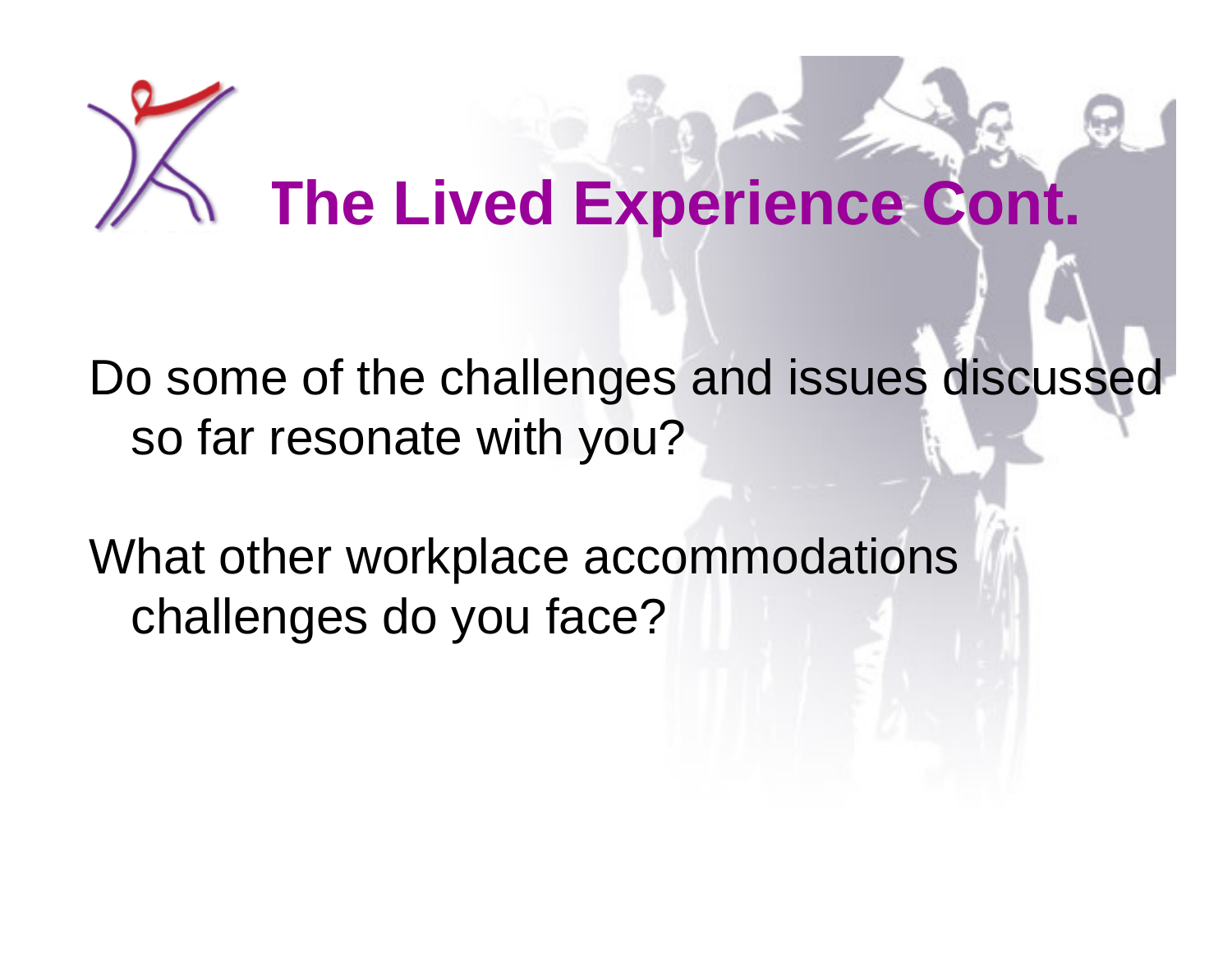# The Lived Experience Cont.

Do some of the challenges and issues discussed so far resonate with you?

What other workplace accommodations challenges do you face?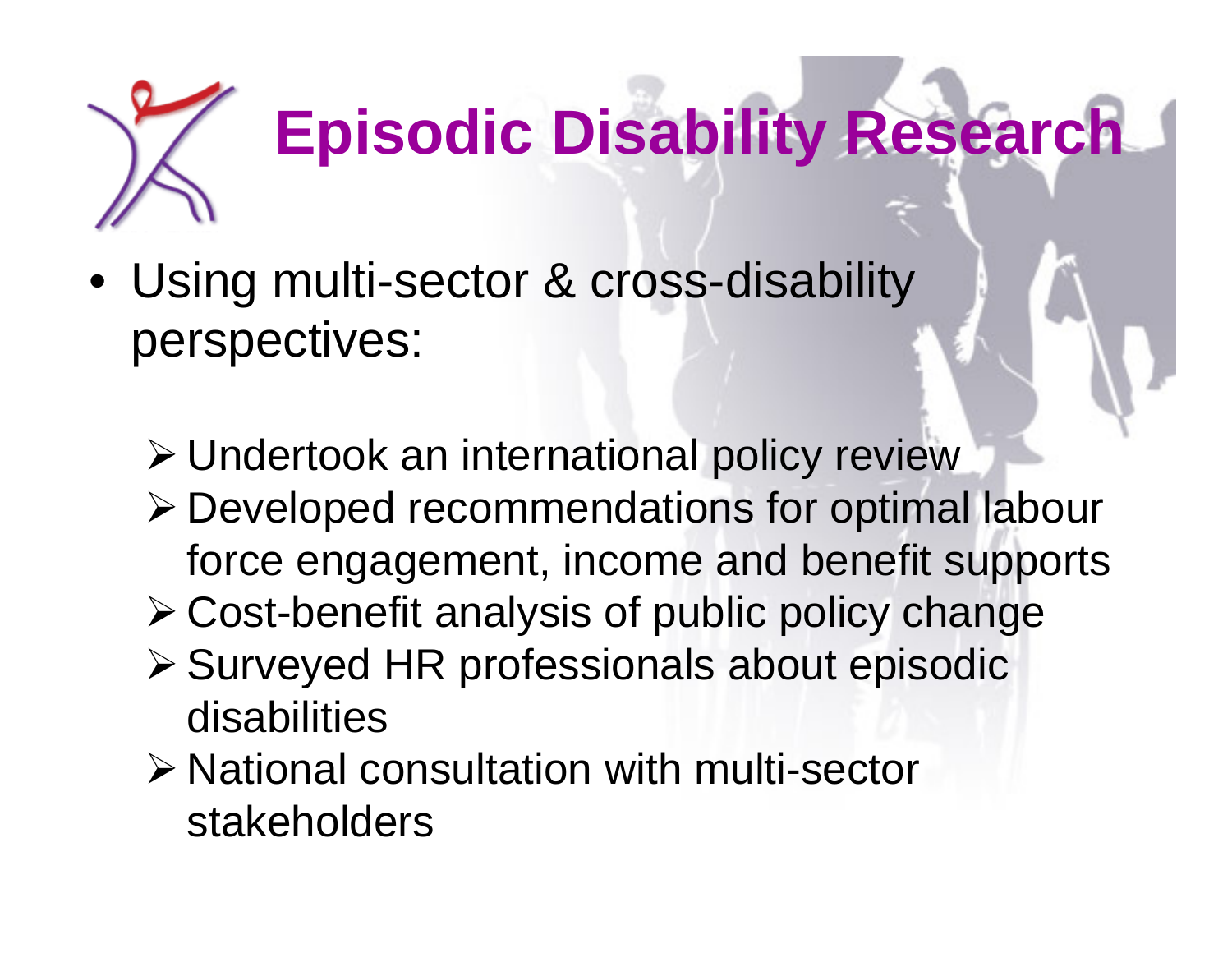# Episodic Disability Research

- Using multi-sector & cross-disability perspectives:
  - Undertook an international policy review
  - Developed recommendations for optimal labour force engagement, income and benefit supports
  - Cost-benefit analysis of public policy change
  - Surveyed HR professionals about episodic disabilities
  - National consultation with multi-sector stakeholders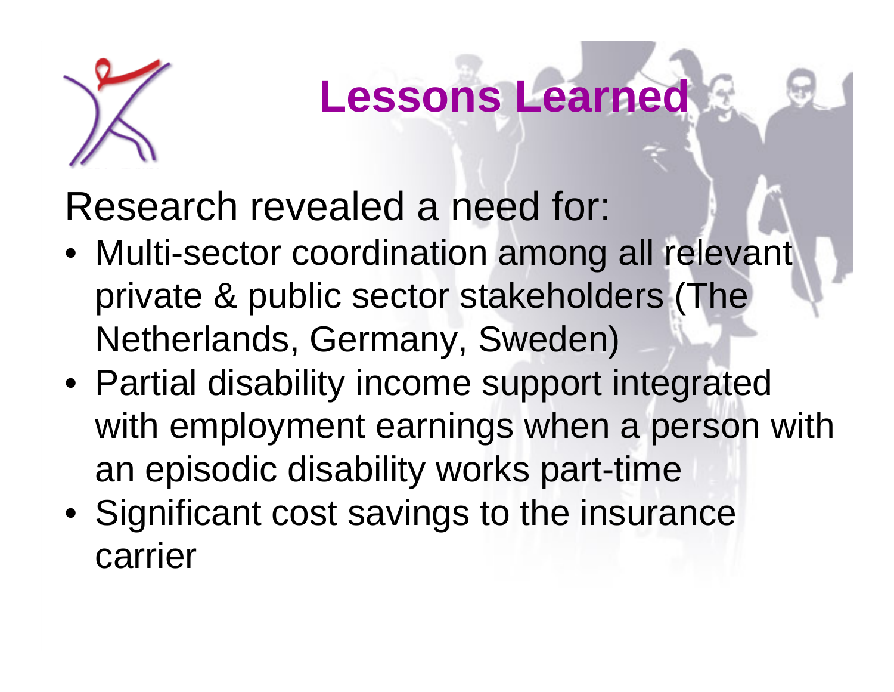# Lessons Learned

Research revealed a need for:

- Multi-sector coordination among all relevant private & public sector stakeholders (The Netherlands, Germany, Sweden)
- Partial disability income support integrated with employment earnings when a person with an episodic disability works part-time
- Significant cost savings to the insurance carrier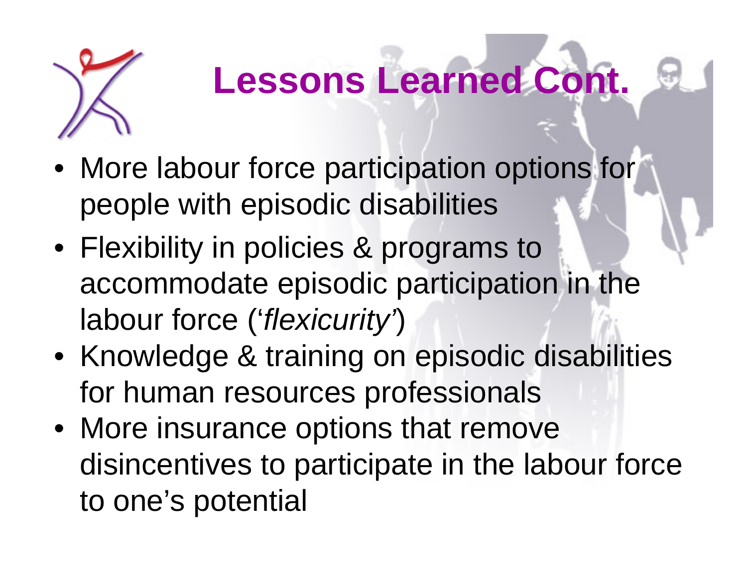# Lessons Learned Cont.

- More labour force participation options for people with episodic disabilities
- Flexibility in policies & programs to accommodate episodic participation in the labour force (‘*flexicurity*’)
- Knowledge & training on episodic disabilities for human resources professionals
- More insurance options that remove disincentives to participate in the labour force to one’s potential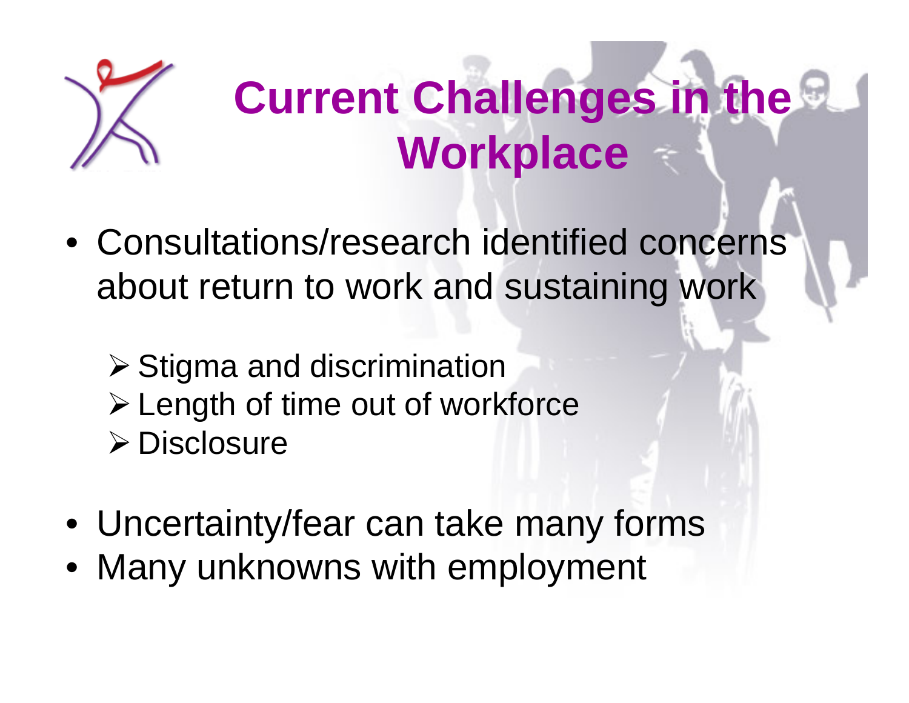# Current Challenges in the Workplace

- Consultations/research identified concerns about return to work and sustaining work
  - Stigma and discrimination
  - Length of time out of workforce
  - Disclosure
- Uncertainty/fear can take many forms
- Many unknowns with employment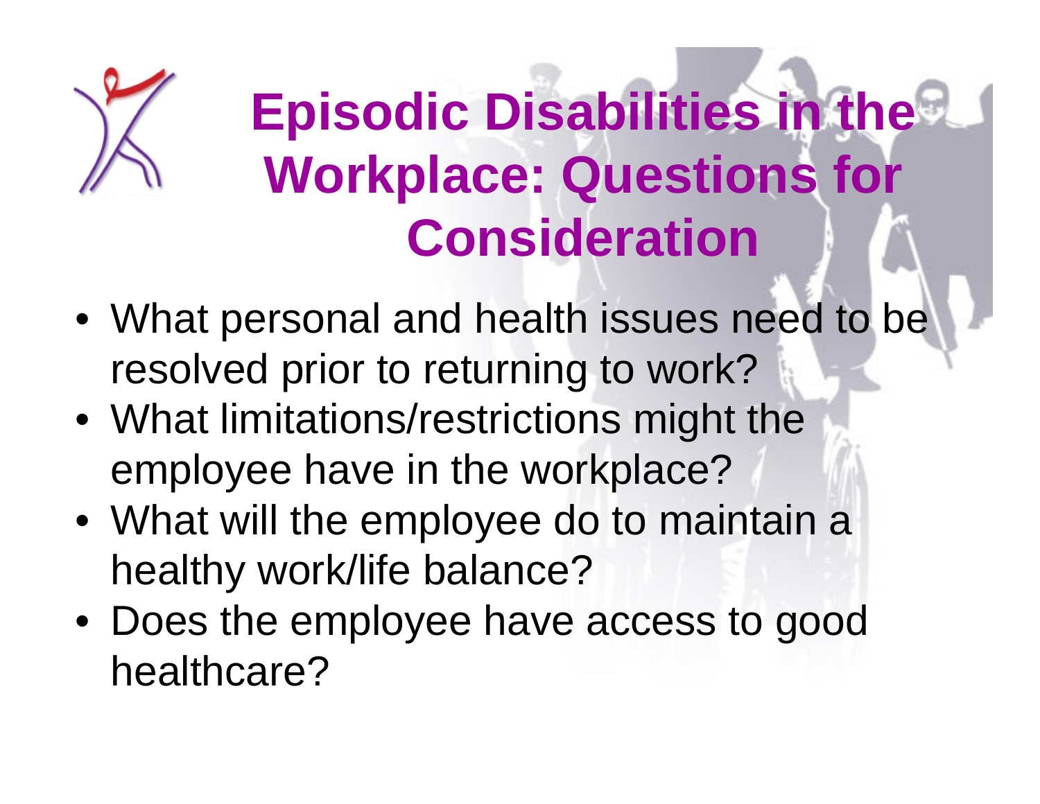# Episodic Disabilities in the Workplace: Questions for Consideration

- What personal and health issues need to be resolved prior to returning to work?
- What limitations/restrictions might the employee have in the workplace?
- What will the employee do to maintain a healthy work/life balance?
- Does the employee have access to good healthcare?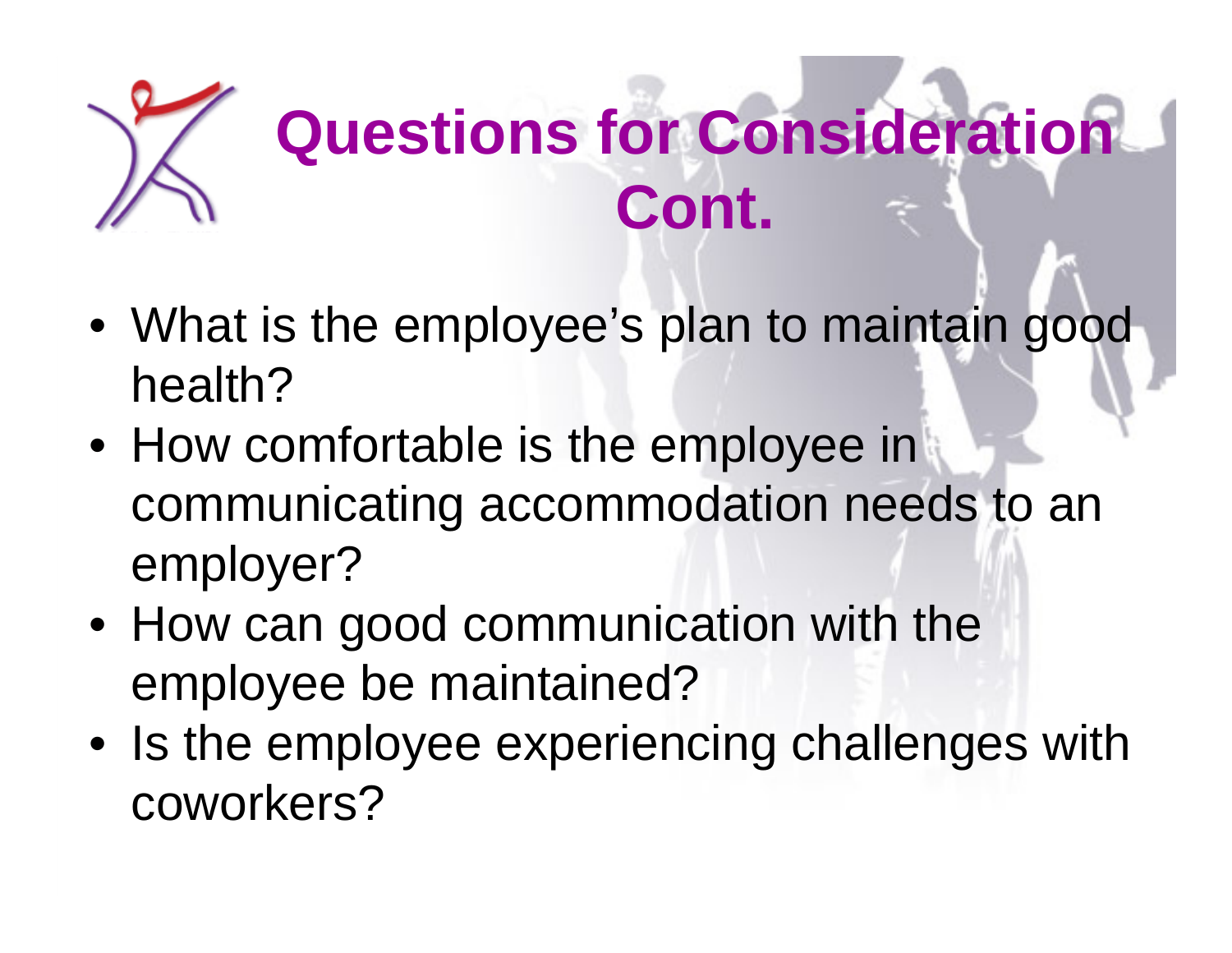# Questions for Consideration Cont.

- What is the employee's plan to maintain good health?
- How comfortable is the employee in communicating accommodation needs to an employer?
- How can good communication with the employee be maintained?
- Is the employee experiencing challenges with coworkers?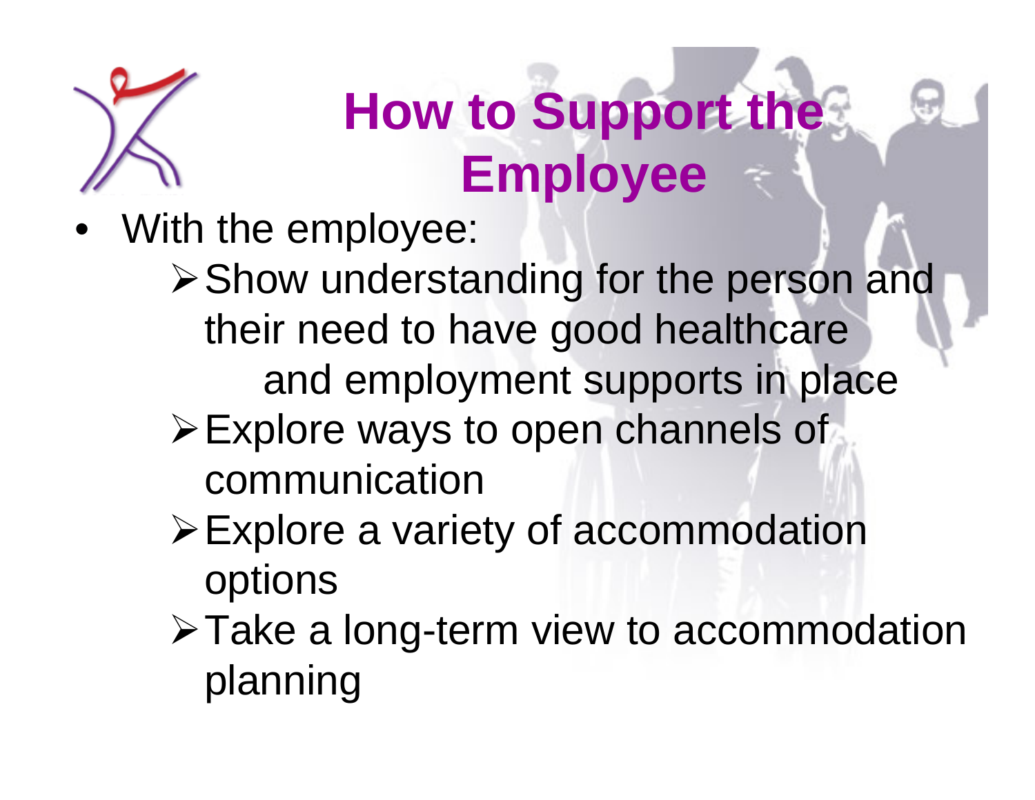# How to Support the Employee

- With the employee:
  - Show understanding for the person and their need to have good healthcare and employment supports in place
  - Explore ways to open channels of communication
  - Explore a variety of accommodation options
  - Take a long-term view to accommodation planning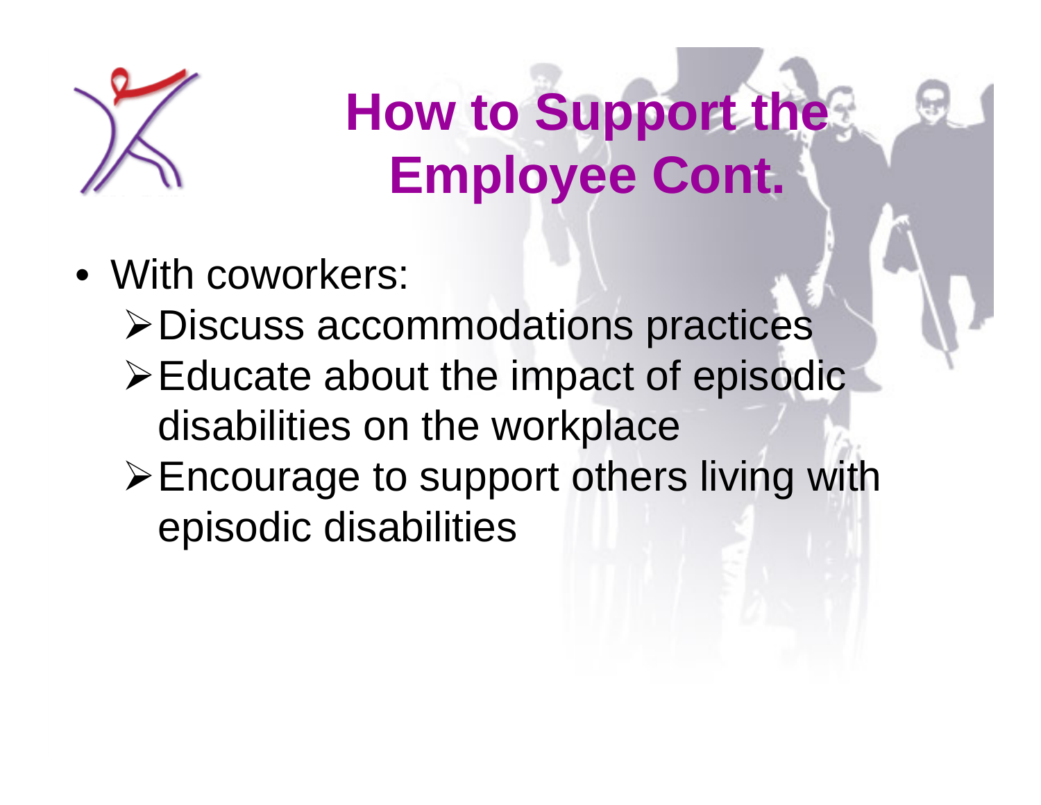# How to Support the Employee Cont.

- With coworkers:
  - Discuss accommodations practices
  - Educate about the impact of episodic disabilities on the workplace
  - Encourage to support others living with episodic disabilities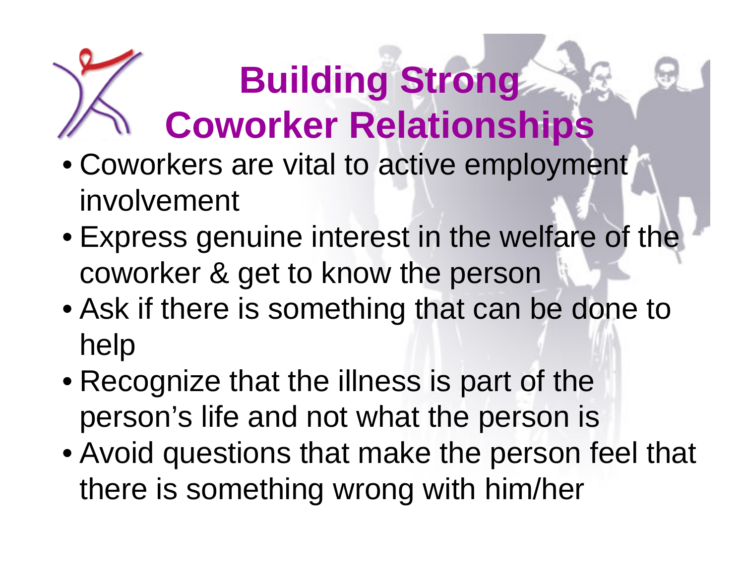# Building Strong Coworker Relationships

- Coworkers are vital to active employment involvement
- Express genuine interest in the welfare of the coworker & get to know the person
- Ask if there is something that can be done to help
- Recognize that the illness is part of the person's life and not what the person is
- Avoid questions that make the person feel that there is something wrong with him/her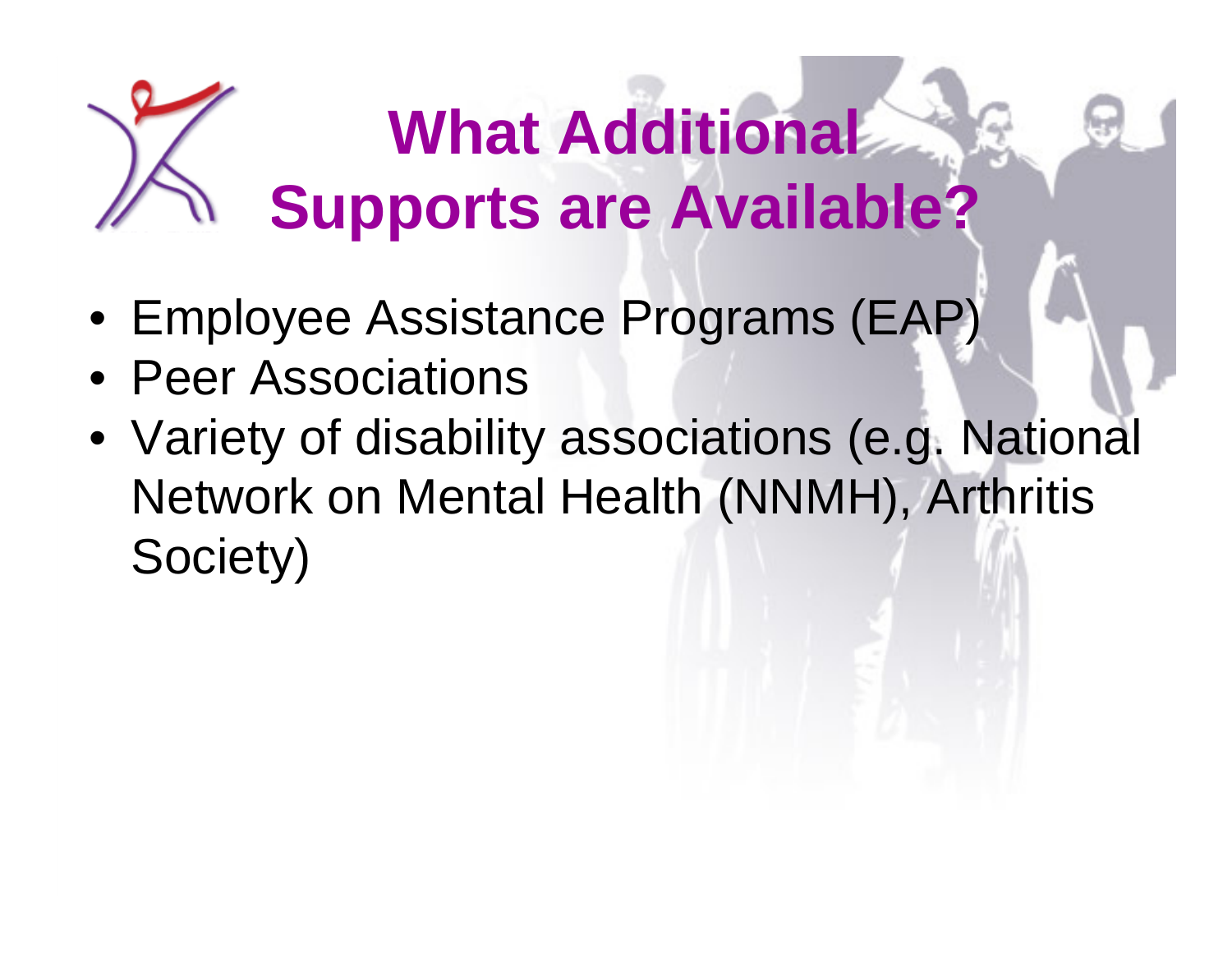# What Additional Supports are Available?

- Employee Assistance Programs (EAP)
- Peer Associations
- Variety of disability associations (e.g. National Network on Mental Health (NNMH), Arthritis Society)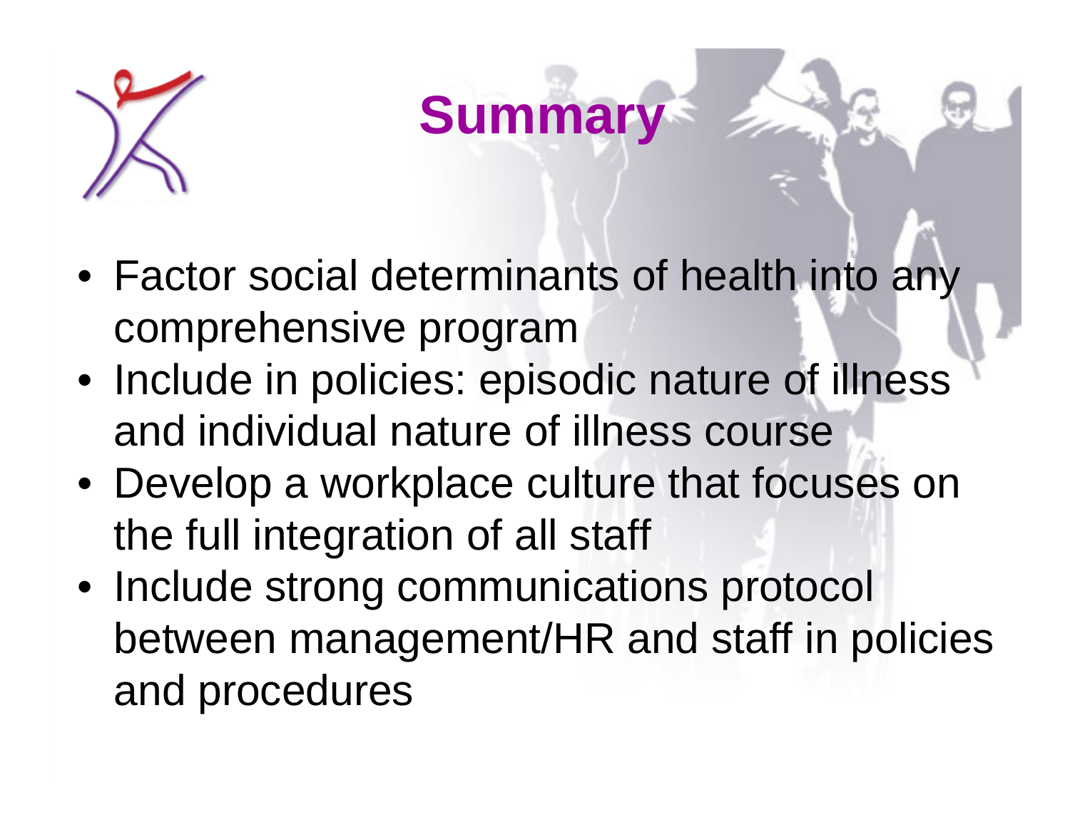# Summary

- Factor social determinants of health into any comprehensive program
- Include in policies: episodic nature of illness and individual nature of illness course
- Develop a workplace culture that focuses on the full integration of all staff
- Include strong communications protocol between management/HR and staff in policies and procedures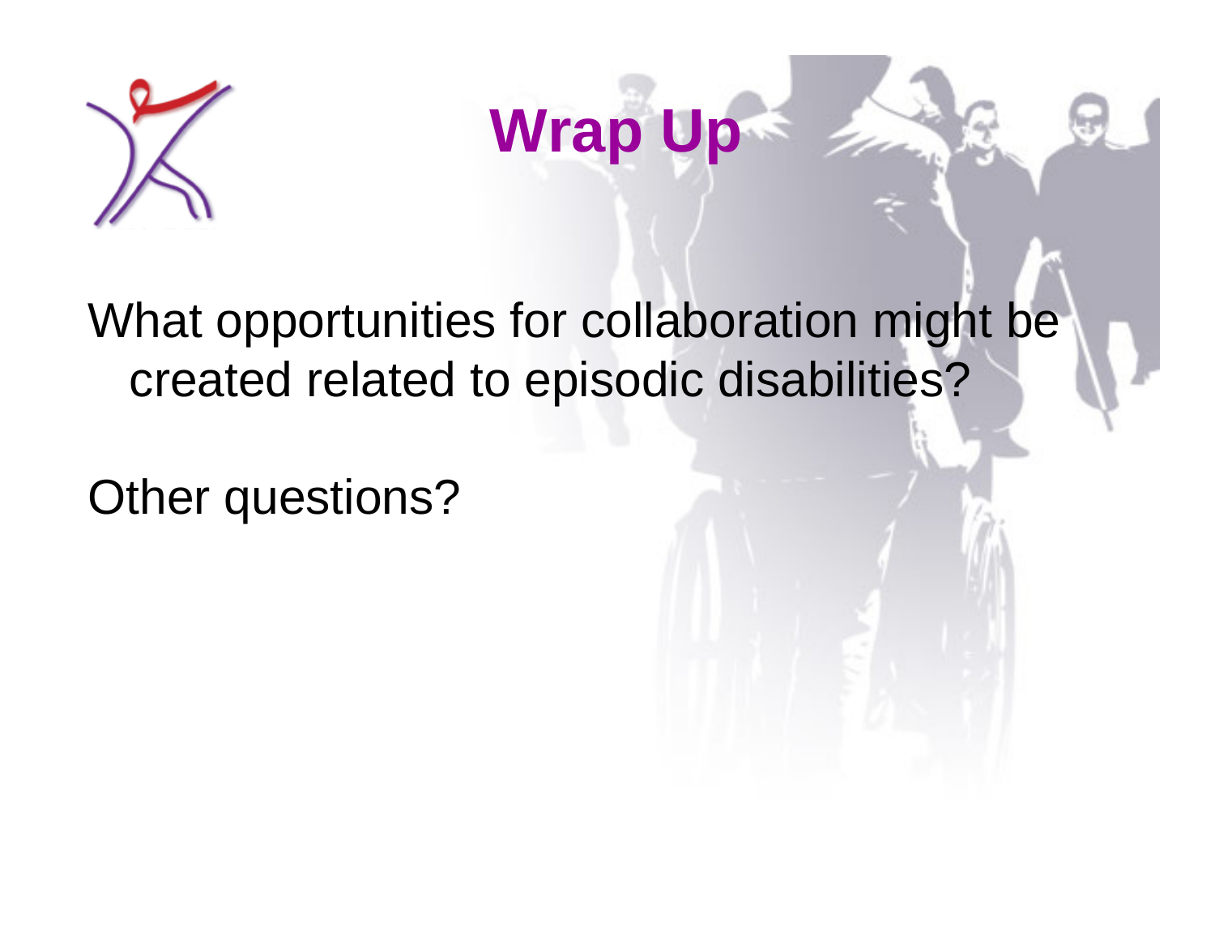# Wrap Up

What opportunities for collaboration might be created related to episodic disabilities?

Other questions?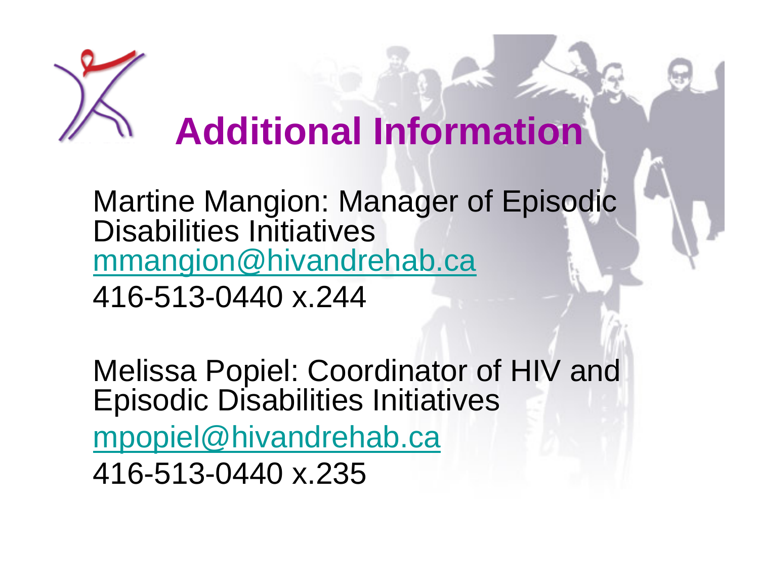# Additional Information

Martine Mangion: Manager of Episodic Disabilities Initiatives
mmangion@hivandrehab.ca
416-513-0440 x.244

Melissa Popiel: Coordinator of HIV and Episodic Disabilities Initiatives
mpopiel@hivandrehab.ca
416-513-0440 x.235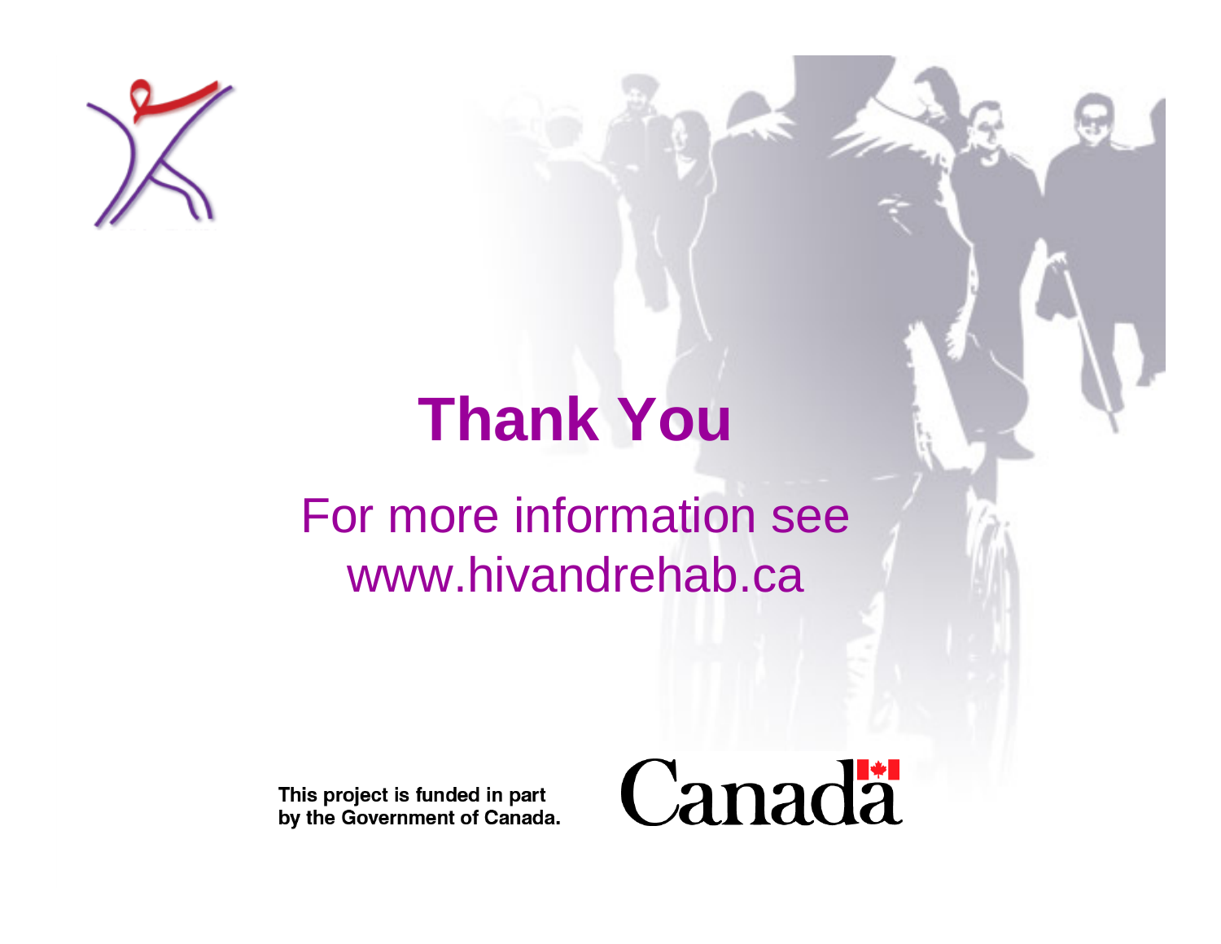# Thank You

For more information see www.hivandrehab.ca

This project is funded in part by the Government of Canada.

Canada